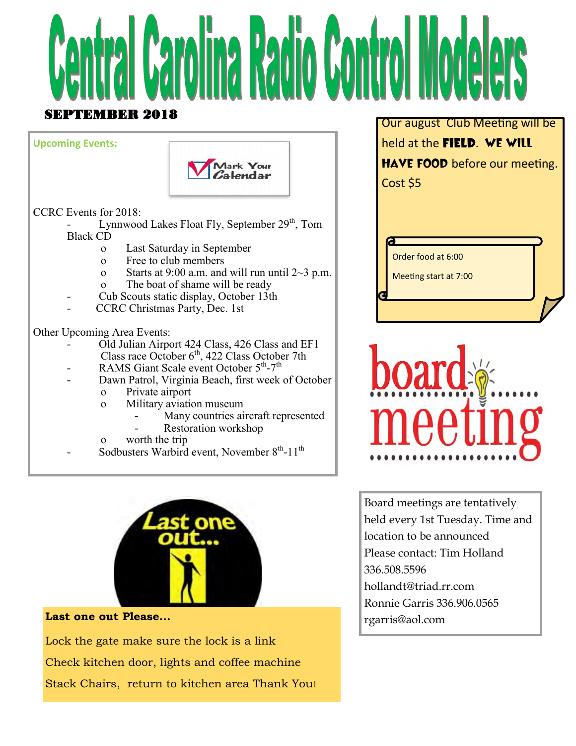# Central Carolina Radio Control Modelers

**SEPTEMBER 2018**

## Upcoming Events:

Mark Your Calendar

CCRC Events for 2018:

- Lynnwood Lakes Float Fly, September 29th, Tom Black CD
  - Last Saturday in September
  - Free to club members
  - Starts at 9:00 a.m. and will run until 2~3 p.m.
  - The boat of shame will be ready
- Cub Scouts static display, October 13th
- CCRC Christmas Party, Dec. 1st

Other Upcoming Area Events:

- Old Julian Airport 424 Class, 426 Class and EF1 Class race October 6th, 422 Class October 7th
- RAMS Giant Scale event October 5th-7th
- Dawn Patrol, Virginia Beach, first week of October
  - Private airport
  - Military aviation museum
    - Many countries aircraft represented
    - Restoration workshop
  - worth the trip
- Sodbusters Warbird event, November 8th-11th

Our august Club Meeting will be held at the **FIELD**. **WE WILL HAVE FOOD** before our meeting. Cost $5

Order food at 6:00

Meeting start at 7:00

## board meeting

Board meetings are tentatively held every 1st Tuesday. Time and location to be announced

Please contact: Tim Holland 336.508.5596 hollandt@triad.rr.com

Ronnie Garris 336.906.0565 rgarris@aol.com

Last one out...

**Last one out Please...**

Lock the gate make sure the lock is a link

Check kitchen door, lights and coffee machine

Stack Chairs, return to kitchen area Thank You!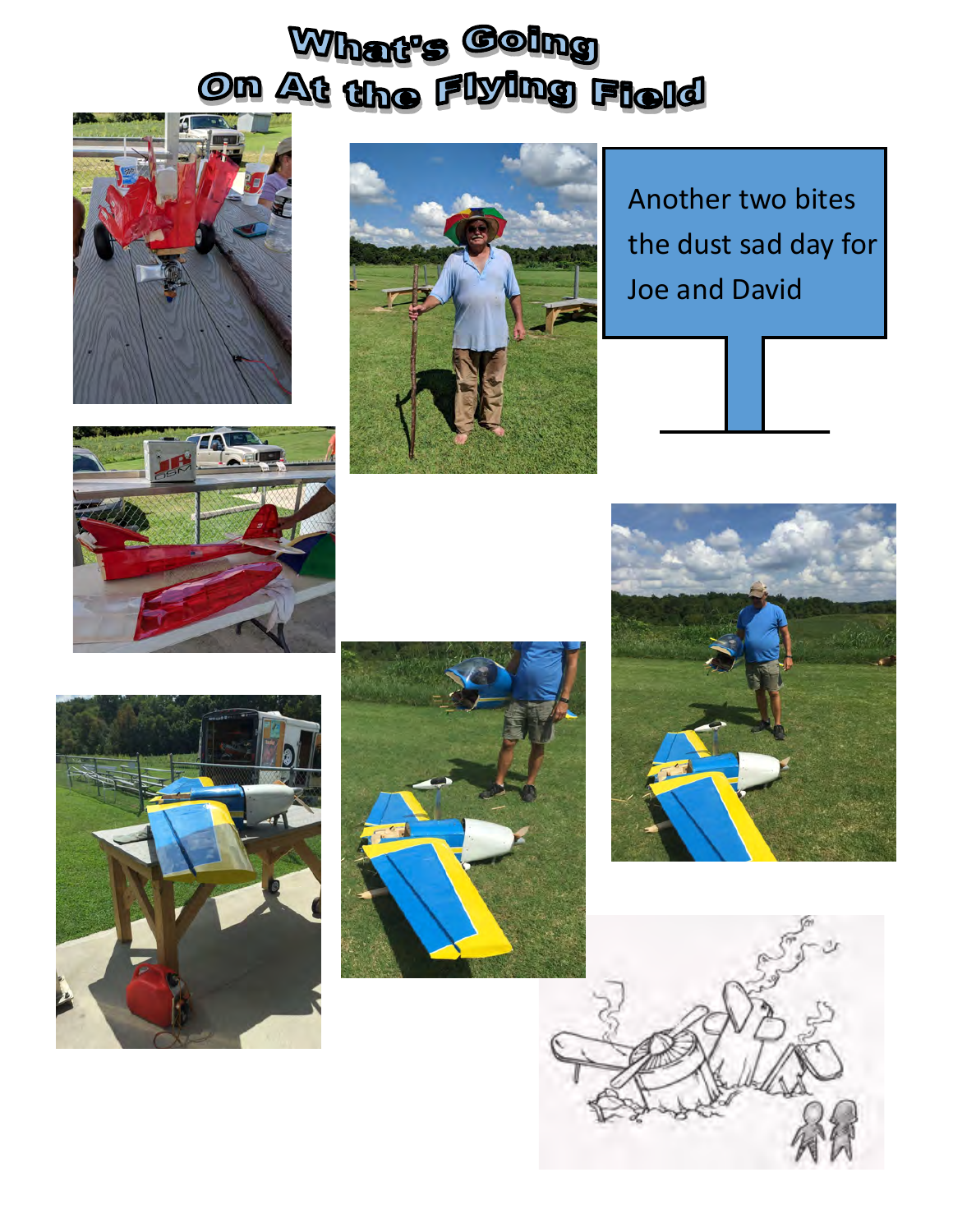# What's Going On At the Flying Field

Another two bites the dust sad day for Joe and David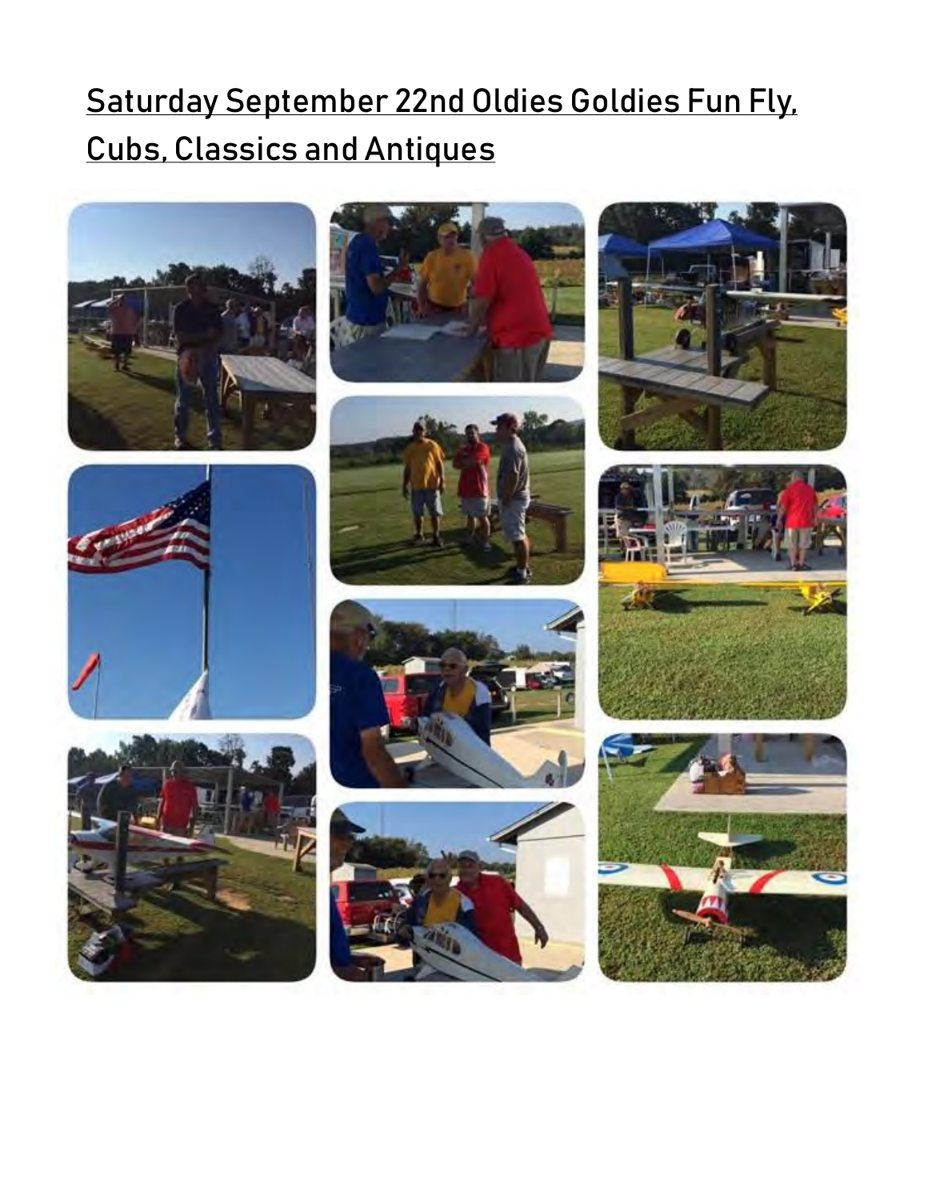# Saturday September 22nd Oldies Goldies Fun Fly, Cubs, Classics and Antiques